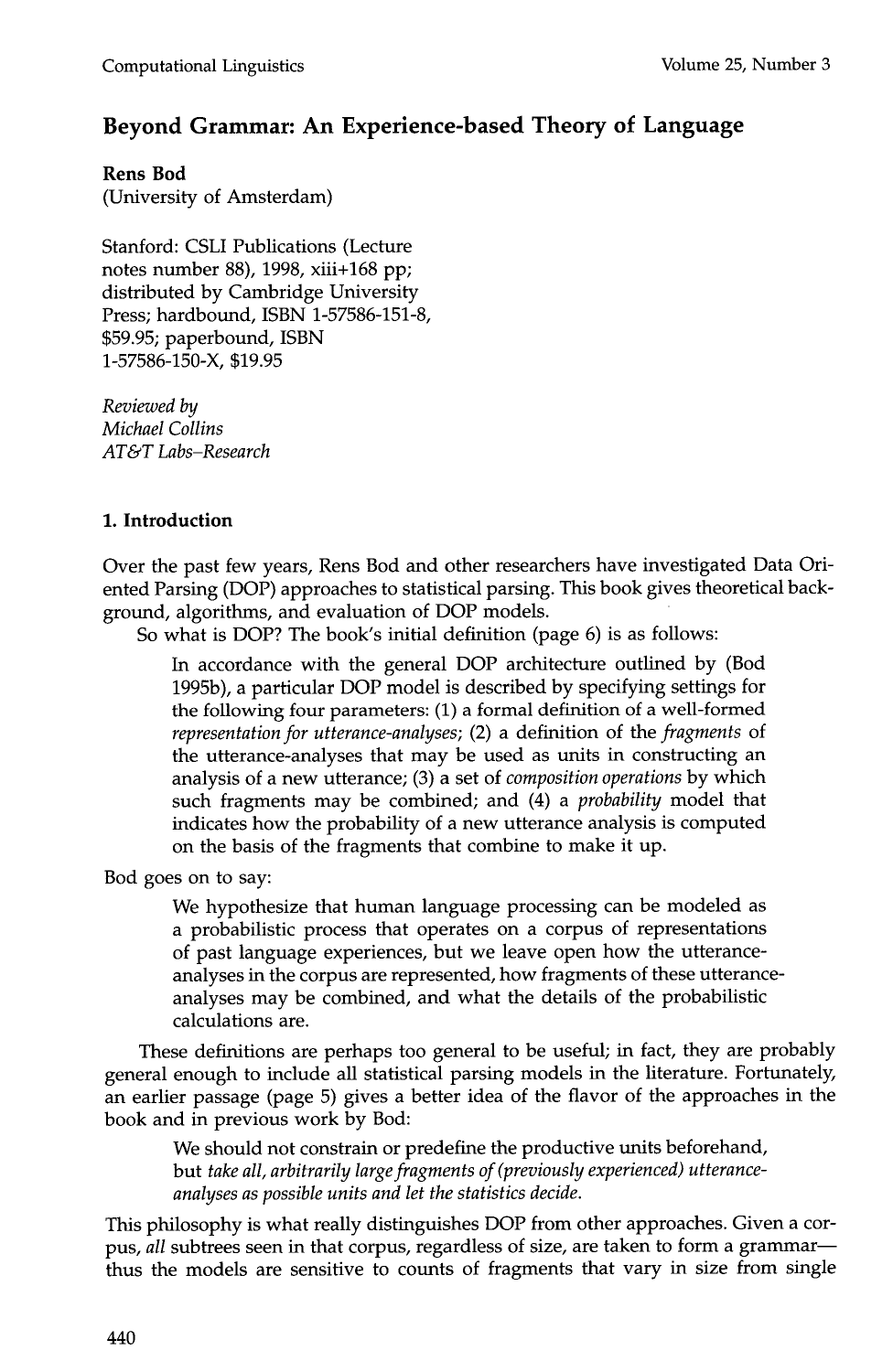# Beyond Grammar: An Experience-based Theory of Language

**Rens Bod**
(University of Amsterdam)

Stanford: CSLI Publications (Lecture notes number 88), 1998, xiii+168 pp; distributed by Cambridge University Press; hardbound, ISBN 1-57586-151-8, $59.95; paperbound, ISBN 1-57586-150-X, $19.95

*Reviewed by*
*Michael Collins*
*AT&T Labs–Research*

## 1. Introduction

Over the past few years, Rens Bod and other researchers have investigated Data Oriented Parsing (DOP) approaches to statistical parsing. This book gives theoretical background, algorithms, and evaluation of DOP models.

So what is DOP? The book's initial definition (page 6) is as follows:

> In accordance with the general DOP architecture outlined by (Bod 1995b), a particular DOP model is described by specifying settings for the following four parameters: (1) a formal definition of a well-formed *representation for utterance-analyses*; (2) a definition of the *fragments* of the utterance-analyses that may be used as units in constructing an analysis of a new utterance; (3) a set of *composition operations* by which such fragments may be combined; and (4) a *probability* model that indicates how the probability of a new utterance analysis is computed on the basis of the fragments that combine to make it up.

Bod goes on to say:

> We hypothesize that human language processing can be modeled as a probabilistic process that operates on a corpus of representations of past language experiences, but we leave open how the utterance-analyses in the corpus are represented, how fragments of these utterance-analyses may be combined, and what the details of the probabilistic calculations are.

These definitions are perhaps too general to be useful; in fact, they are probably general enough to include all statistical parsing models in the literature. Fortunately, an earlier passage (page 5) gives a better idea of the flavor of the approaches in the book and in previous work by Bod:

> We should not constrain or predefine the productive units beforehand, but *take all, arbitrarily large fragments of (previously experienced) utterance-analyses as possible units and let the statistics decide.*

This philosophy is what really distinguishes DOP from other approaches. Given a corpus, *all* subtrees seen in that corpus, regardless of size, are taken to form a grammar—thus the models are sensitive to counts of fragments that vary in size from single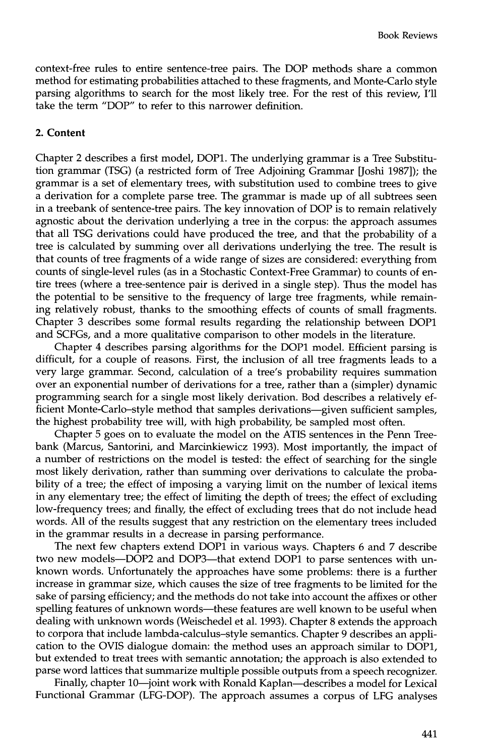context-free rules to entire sentence-tree pairs. The DOP methods share a common method for estimating probabilities attached to these fragments, and Monte-Carlo style parsing algorithms to search for the most likely tree. For the rest of this review, I'll take the term "DOP" to refer to this narrower definition.

## 2. Content

Chapter 2 describes a first model, DOP1. The underlying grammar is a Tree Substitution grammar (TSG) (a restricted form of Tree Adjoining Grammar [Joshi 1987]); the grammar is a set of elementary trees, with substitution used to combine trees to give a derivation for a complete parse tree. The grammar is made up of all subtrees seen in a treebank of sentence-tree pairs. The key innovation of DOP is to remain relatively agnostic about the derivation underlying a tree in the corpus: the approach assumes that all TSG derivations could have produced the tree, and that the probability of a tree is calculated by summing over all derivations underlying the tree. The result is that counts of tree fragments of a wide range of sizes are considered: everything from counts of single-level rules (as in a Stochastic Context-Free Grammar) to counts of entire trees (where a tree-sentence pair is derived in a single step). Thus the model has the potential to be sensitive to the frequency of large tree fragments, while remaining relatively robust, thanks to the smoothing effects of counts of small fragments. Chapter 3 describes some formal results regarding the relationship between DOP1 and SCFGs, and a more qualitative comparison to other models in the literature.

Chapter 4 describes parsing algorithms for the DOP1 model. Efficient parsing is difficult, for a couple of reasons. First, the inclusion of all tree fragments leads to a very large grammar. Second, calculation of a tree's probability requires summation over an exponential number of derivations for a tree, rather than a (simpler) dynamic programming search for a single most likely derivation. Bod describes a relatively efficient Monte-Carlo–style method that samples derivations—given sufficient samples, the highest probability tree will, with high probability, be sampled most often.

Chapter 5 goes on to evaluate the model on the ATIS sentences in the Penn Treebank (Marcus, Santorini, and Marcinkiewicz 1993). Most importantly, the impact of a number of restrictions on the model is tested: the effect of searching for the single most likely derivation, rather than summing over derivations to calculate the probability of a tree; the effect of imposing a varying limit on the number of lexical items in any elementary tree; the effect of limiting the depth of trees; the effect of excluding low-frequency trees; and finally, the effect of excluding trees that do not include head words. All of the results suggest that any restriction on the elementary trees included in the grammar results in a decrease in parsing performance.

The next few chapters extend DOP1 in various ways. Chapters 6 and 7 describe two new models—DOP2 and DOP3—that extend DOP1 to parse sentences with unknown words. Unfortunately the approaches have some problems: there is a further increase in grammar size, which causes the size of tree fragments to be limited for the sake of parsing efficiency; and the methods do not take into account the affixes or other spelling features of unknown words—these features are well known to be useful when dealing with unknown words (Weischedel et al. 1993). Chapter 8 extends the approach to corpora that include lambda-calculus–style semantics. Chapter 9 describes an application to the OVIS dialogue domain: the method uses an approach similar to DOP1, but extended to treat trees with semantic annotation; the approach is also extended to parse word lattices that summarize multiple possible outputs from a speech recognizer.

Finally, chapter 10—joint work with Ronald Kaplan—describes a model for Lexical Functional Grammar (LFG-DOP). The approach assumes a corpus of LFG analyses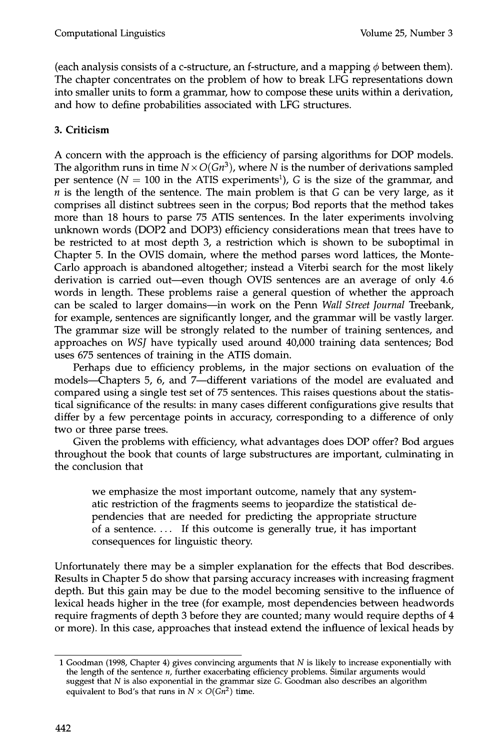(each analysis consists of a c-structure, an f-structure, and a mapping $\phi$ between them). The chapter concentrates on the problem of how to break LFG representations down into smaller units to form a grammar, how to compose these units within a derivation, and how to define probabilities associated with LFG structures.

## 3. Criticism

A concern with the approach is the efficiency of parsing algorithms for DOP models. The algorithm runs in time $N \times O(Gn^3)$, where $N$ is the number of derivations sampled per sentence ($N = 100$ in the ATIS experiments[1]), $G$ is the size of the grammar, and $n$ is the length of the sentence. The main problem is that $G$ can be very large, as it comprises all distinct subtrees seen in the corpus; Bod reports that the method takes more than 18 hours to parse 75 ATIS sentences. In the later experiments involving unknown words (DOP2 and DOP3) efficiency considerations mean that trees have to be restricted to at most depth 3, a restriction which is shown to be suboptimal in Chapter 5. In the OVIS domain, where the method parses word lattices, the Monte-Carlo approach is abandoned altogether; instead a Viterbi search for the most likely derivation is carried out—even though OVIS sentences are an average of only 4.6 words in length. These problems raise a general question of whether the approach can be scaled to larger domains—in work on the Penn *Wall Street Journal* Treebank, for example, sentences are significantly longer, and the grammar will be vastly larger. The grammar size will be strongly related to the number of training sentences, and approaches on *WSJ* have typically used around 40,000 training data sentences; Bod uses 675 sentences of training in the ATIS domain.

Perhaps due to efficiency problems, in the major sections on evaluation of the models—Chapters 5, 6, and 7—different variations of the model are evaluated and compared using a single test set of 75 sentences. This raises questions about the statistical significance of the results: in many cases different configurations give results that differ by a few percentage points in accuracy, corresponding to a difference of only two or three parse trees.

Given the problems with efficiency, what advantages does DOP offer? Bod argues throughout the book that counts of large substructures are important, culminating in the conclusion that

> we emphasize the most important outcome, namely that any systematic restriction of the fragments seems to jeopardize the statistical dependencies that are needed for predicting the appropriate structure of a sentence. ... If this outcome is generally true, it has important consequences for linguistic theory.

Unfortunately there may be a simpler explanation for the effects that Bod describes. Results in Chapter 5 do show that parsing accuracy increases with increasing fragment depth. But this gain may be due to the model becoming sensitive to the influence of lexical heads higher in the tree (for example, most dependencies between headwords require fragments of depth 3 before they are counted; many would require depths of 4 or more). In this case, approaches that instead extend the influence of lexical heads by

---

[1] Goodman (1998, Chapter 4) gives convincing arguments that $N$ is likely to increase exponentially with the length of the sentence $n$, further exacerbating efficiency problems. Similar arguments would suggest that $N$ is also exponential in the grammar size $G$. Goodman also describes an algorithm equivalent to Bod's that runs in $N \times O(Gn^2)$ time.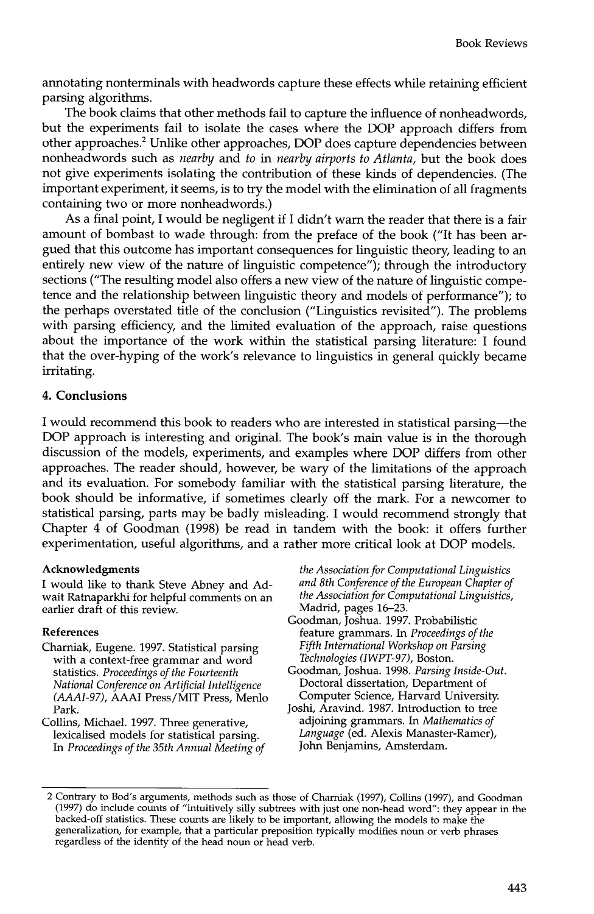annotating nonterminals with headwords capture these effects while retaining efficient parsing algorithms.

The book claims that other methods fail to capture the influence of nonheadwords, but the experiments fail to isolate the cases where the DOP approach differs from other approaches.[2] Unlike other approaches, DOP does capture dependencies between nonheadwords such as *nearby* and *to* in *nearby airports to Atlanta*, but the book does not give experiments isolating the contribution of these kinds of dependencies. (The important experiment, it seems, is to try the model with the elimination of all fragments containing two or more nonheadwords.)

As a final point, I would be negligent if I didn't warn the reader that there is a fair amount of bombast to wade through: from the preface of the book ("It has been argued that this outcome has important consequences for linguistic theory, leading to an entirely new view of the nature of linguistic competence"); through the introductory sections ("The resulting model also offers a new view of the nature of linguistic competence and the relationship between linguistic theory and models of performance"); to the perhaps overstated title of the conclusion ("Linguistics revisited"). The problems with parsing efficiency, and the limited evaluation of the approach, raise questions about the importance of the work within the statistical parsing literature: I found that the over-hyping of the work's relevance to linguistics in general quickly became irritating.

## 4. Conclusions

I would recommend this book to readers who are interested in statistical parsing—the DOP approach is interesting and original. The book's main value is in the thorough discussion of the models, experiments, and examples where DOP differs from other approaches. The reader should, however, be wary of the limitations of the approach and its evaluation. For somebody familiar with the statistical parsing literature, the book should be informative, if sometimes clearly off the mark. For a newcomer to statistical parsing, parts may be badly misleading. I would recommend strongly that Chapter 4 of Goodman (1998) be read in tandem with the book: it offers further experimentation, useful algorithms, and a rather more critical look at DOP models.

### Acknowledgments

I would like to thank Steve Abney and Adwait Ratnaparkhi for helpful comments on an earlier draft of this review.

### References

Charniak, Eugene. 1997. Statistical parsing with a context-free grammar and word statistics. *Proceedings of the Fourteenth National Conference on Artificial Intelligence (AAAI-97)*, AAAI Press/MIT Press, Menlo Park.

Collins, Michael. 1997. Three generative, lexicalised models for statistical parsing. In *Proceedings of the 35th Annual Meeting of the Association for Computational Linguistics and 8th Conference of the European Chapter of the Association for Computational Linguistics*, Madrid, pages 16–23.

Goodman, Joshua. 1997. Probabilistic feature grammars. In *Proceedings of the Fifth International Workshop on Parsing Technologies (IWPT-97)*, Boston.

Goodman, Joshua. 1998. *Parsing Inside-Out*. Doctoral dissertation, Department of Computer Science, Harvard University.

Joshi, Aravind. 1987. Introduction to tree adjoining grammars. In *Mathematics of Language* (ed. Alexis Manaster-Ramer), John Benjamins, Amsterdam.

---

[2] Contrary to Bod's arguments, methods such as those of Charniak (1997), Collins (1997), and Goodman (1997) do include counts of "intuitively silly subtrees with just one non-head word": they appear in the backed-off statistics. These counts are likely to be important, allowing the models to make the generalization, for example, that a particular preposition typically modifies noun or verb phrases regardless of the identity of the head noun or head verb.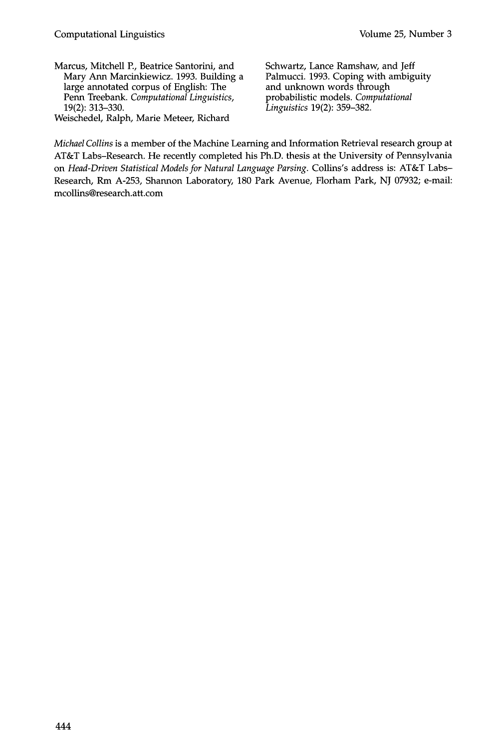Marcus, Mitchell P., Beatrice Santorini, and Mary Ann Marcinkiewicz. 1993. Building a large annotated corpus of English: The Penn Treebank. *Computational Linguistics*, 19(2): 313–330.

Weischedel, Ralph, Marie Meteer, Richard Schwartz, Lance Ramshaw, and Jeff Palmucci. 1993. Coping with ambiguity and unknown words through probabilistic models. *Computational Linguistics* 19(2): 359–382.

*Michael Collins* is a member of the Machine Learning and Information Retrieval research group at AT&T Labs–Research. He recently completed his Ph.D. thesis at the University of Pennsylvania on *Head-Driven Statistical Models for Natural Language Parsing*. Collins's address is: AT&T Labs–Research, Rm A-253, Shannon Laboratory, 180 Park Avenue, Florham Park, NJ 07932; e-mail: mcollins@research.att.com